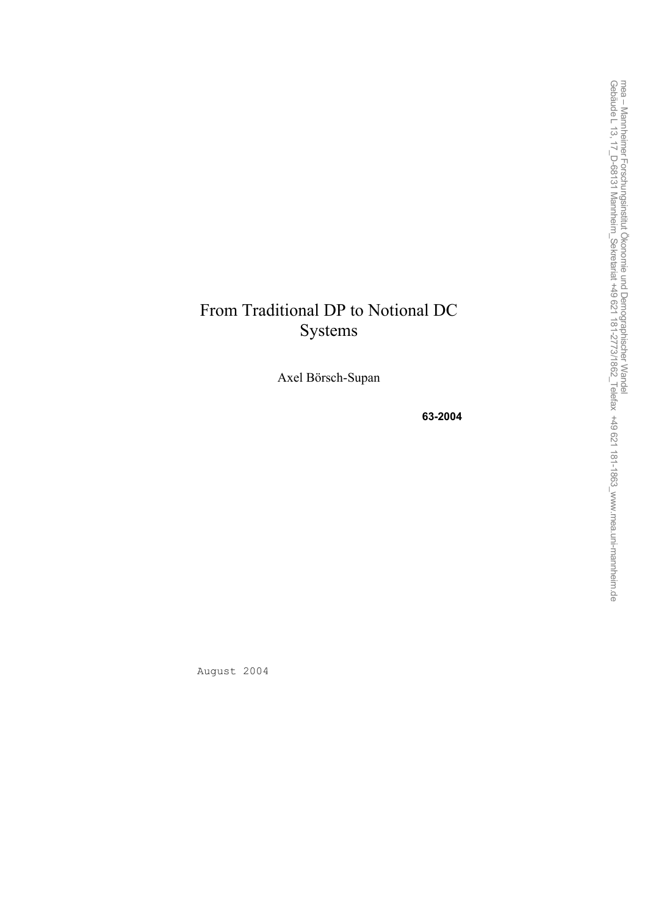# From Traditional DP to Notional DC Systems

Axel Börsch-Supan

**63-2004**

August 2004

mea – Mannheimer Forschungsinstitut Ökonomie und Demographischer Wandel
Gebäude L 13, 17_D-68131 Mannheim_Sekretariat +49 621 181-2773/1862_Telefax +49 621 181-1863_www.mea.uni-mannheim.de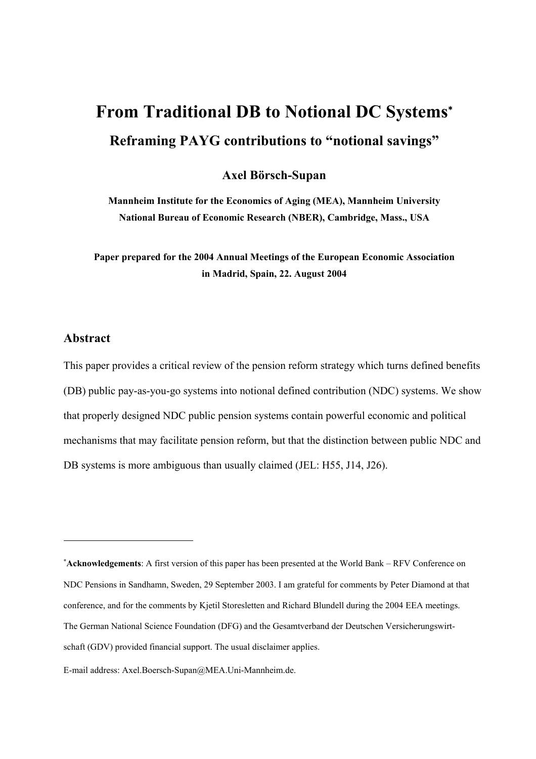// From Traditional DB to Notional DC Systems[*]

## Reframing PAYG contributions to "notional savings"

**Axel Börsch-Supan**

**Mannheim Institute for the Economics of Aging (MEA), Mannheim University**
**National Bureau of Economic Research (NBER), Cambridge, Mass., USA**

**Paper prepared for the 2004 Annual Meetings of the European Economic Association in Madrid, Spain, 22. August 2004**

## Abstract

This paper provides a critical review of the pension reform strategy which turns defined benefits (DB) public pay-as-you-go systems into notional defined contribution (NDC) systems. We show that properly designed NDC public pension systems contain powerful economic and political mechanisms that may facilitate pension reform, but that the distinction between public NDC and DB systems is more ambiguous than usually claimed (JEL: H55, J14, J26).

---

[*] **Acknowledgements**: A first version of this paper has been presented at the World Bank – RFV Conference on NDC Pensions in Sandhamn, Sweden, 29 September 2003. I am grateful for comments by Peter Diamond at that conference, and for the comments by Kjetil Storesletten and Richard Blundell during the 2004 EEA meetings. The German National Science Foundation (DFG) and the Gesamtverband der Deutschen Versicherungswirtschaft (GDV) provided financial support. The usual disclaimer applies.

E-mail address: Axel.Boersch-Supan@MEA.Uni-Mannheim.de.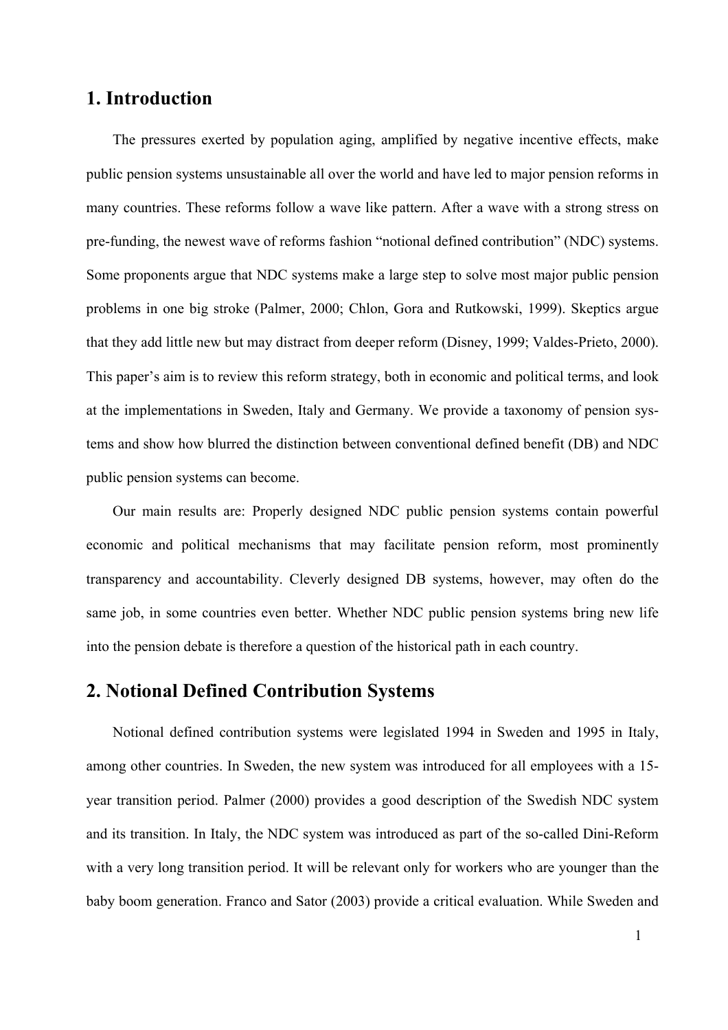## 1. Introduction

The pressures exerted by population aging, amplified by negative incentive effects, make public pension systems unsustainable all over the world and have led to major pension reforms in many countries. These reforms follow a wave like pattern. After a wave with a strong stress on pre-funding, the newest wave of reforms fashion "notional defined contribution" (NDC) systems. Some proponents argue that NDC systems make a large step to solve most major public pension problems in one big stroke (Palmer, 2000; Chlon, Gora and Rutkowski, 1999). Skeptics argue that they add little new but may distract from deeper reform (Disney, 1999; Valdes-Prieto, 2000). This paper's aim is to review this reform strategy, both in economic and political terms, and look at the implementations in Sweden, Italy and Germany. We provide a taxonomy of pension systems and show how blurred the distinction between conventional defined benefit (DB) and NDC public pension systems can become.

Our main results are: Properly designed NDC public pension systems contain powerful economic and political mechanisms that may facilitate pension reform, most prominently transparency and accountability. Cleverly designed DB systems, however, may often do the same job, in some countries even better. Whether NDC public pension systems bring new life into the pension debate is therefore a question of the historical path in each country.

## 2. Notional Defined Contribution Systems

Notional defined contribution systems were legislated 1994 in Sweden and 1995 in Italy, among other countries. In Sweden, the new system was introduced for all employees with a 15-year transition period. Palmer (2000) provides a good description of the Swedish NDC system and its transition. In Italy, the NDC system was introduced as part of the so-called Dini-Reform with a very long transition period. It will be relevant only for workers who are younger than the baby boom generation. Franco and Sator (2003) provide a critical evaluation. While Sweden and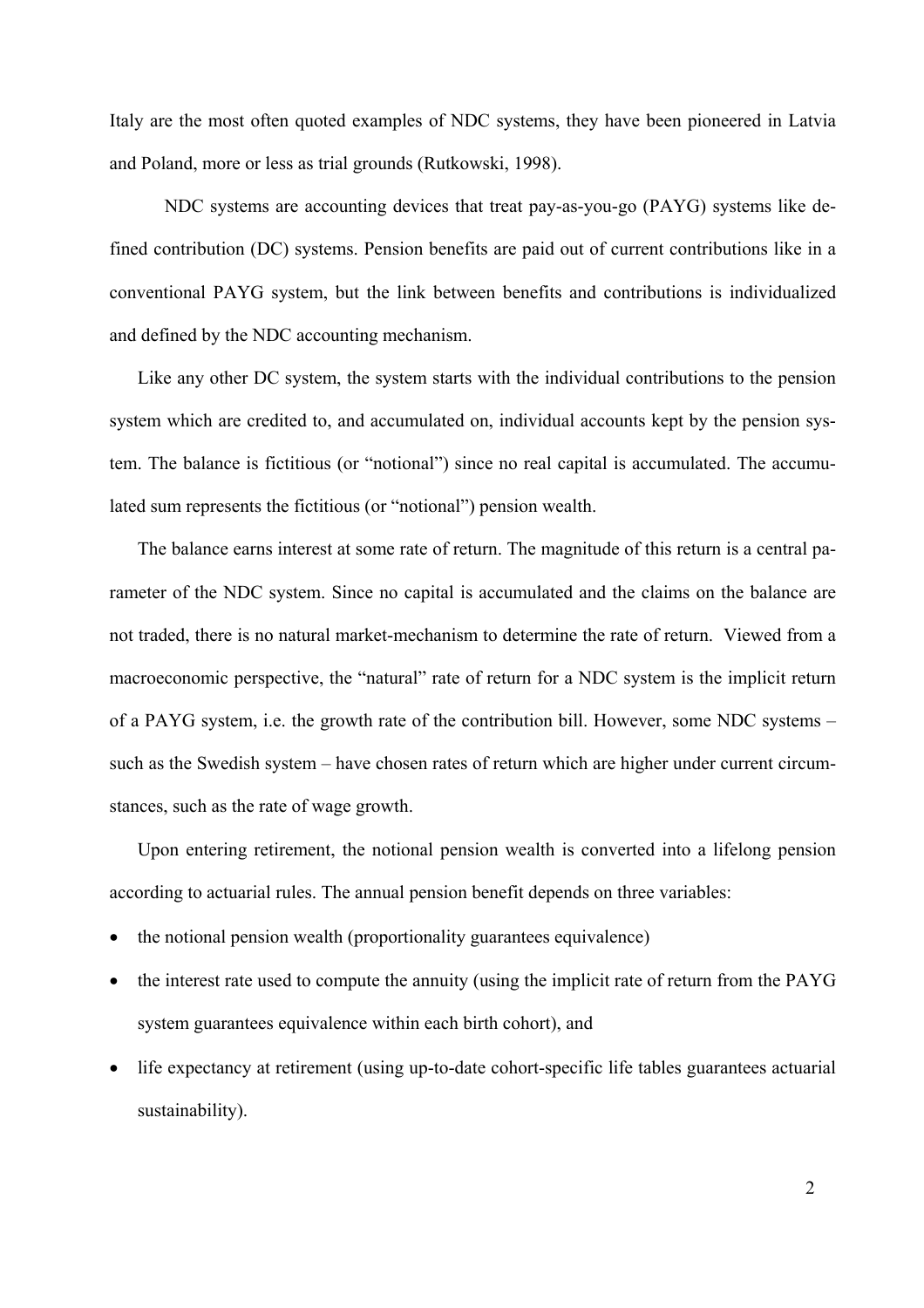Italy are the most often quoted examples of NDC systems, they have been pioneered in Latvia and Poland, more or less as trial grounds (Rutkowski, 1998).

NDC systems are accounting devices that treat pay-as-you-go (PAYG) systems like defined contribution (DC) systems. Pension benefits are paid out of current contributions like in a conventional PAYG system, but the link between benefits and contributions is individualized and defined by the NDC accounting mechanism.

Like any other DC system, the system starts with the individual contributions to the pension system which are credited to, and accumulated on, individual accounts kept by the pension system. The balance is fictitious (or "notional") since no real capital is accumulated. The accumulated sum represents the fictitious (or "notional") pension wealth.

The balance earns interest at some rate of return. The magnitude of this return is a central parameter of the NDC system. Since no capital is accumulated and the claims on the balance are not traded, there is no natural market-mechanism to determine the rate of return. Viewed from a macroeconomic perspective, the "natural" rate of return for a NDC system is the implicit return of a PAYG system, i.e. the growth rate of the contribution bill. However, some NDC systems – such as the Swedish system – have chosen rates of return which are higher under current circumstances, such as the rate of wage growth.

Upon entering retirement, the notional pension wealth is converted into a lifelong pension according to actuarial rules. The annual pension benefit depends on three variables:

- the notional pension wealth (proportionality guarantees equivalence)
- the interest rate used to compute the annuity (using the implicit rate of return from the PAYG system guarantees equivalence within each birth cohort), and
- life expectancy at retirement (using up-to-date cohort-specific life tables guarantees actuarial sustainability).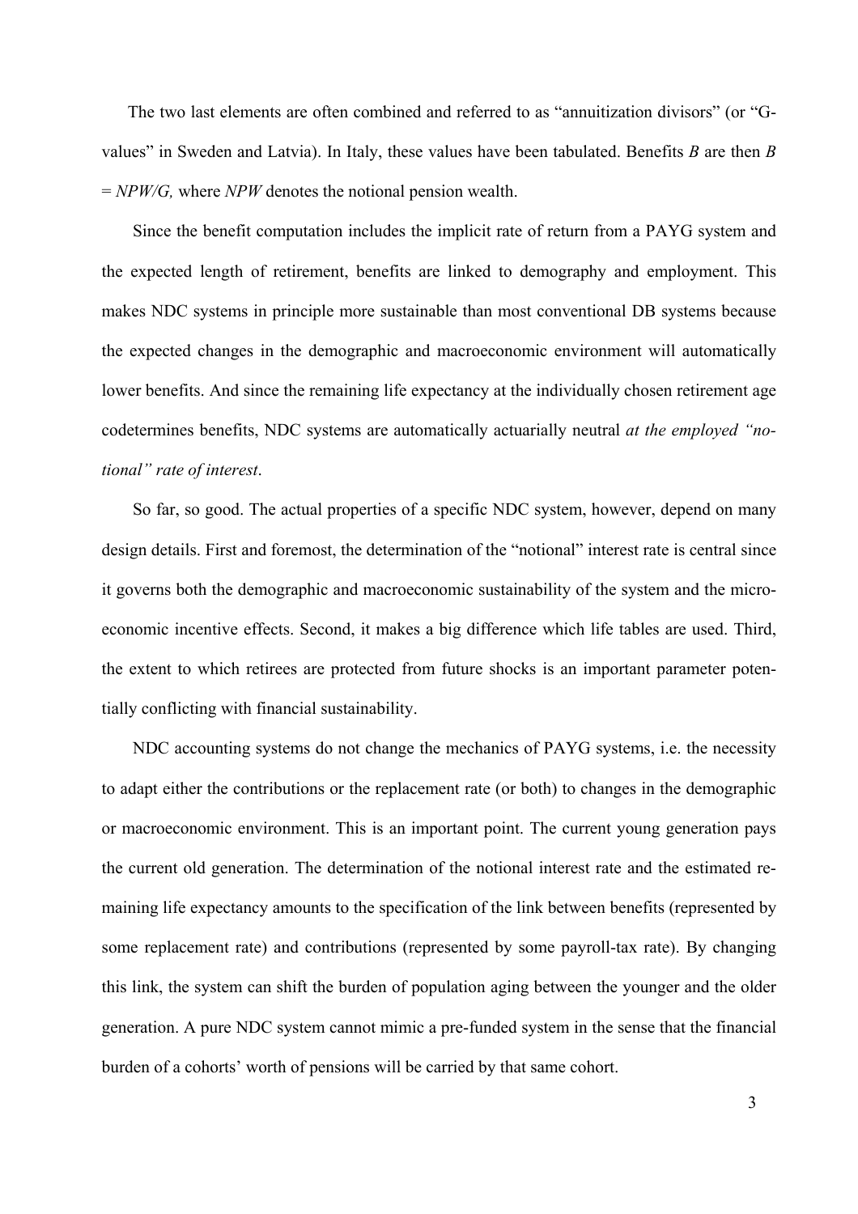The two last elements are often combined and referred to as "annuitization divisors" (or "G-values" in Sweden and Latvia). In Italy, these values have been tabulated. Benefits $B$ are then $B = NPW/G$, where $NPW$ denotes the notional pension wealth.

Since the benefit computation includes the implicit rate of return from a PAYG system and the expected length of retirement, benefits are linked to demography and employment. This makes NDC systems in principle more sustainable than most conventional DB systems because the expected changes in the demographic and macroeconomic environment will automatically lower benefits. And since the remaining life expectancy at the individually chosen retirement age codetermines benefits, NDC systems are automatically actuarially neutral *at the employed "notional" rate of interest*.

So far, so good. The actual properties of a specific NDC system, however, depend on many design details. First and foremost, the determination of the "notional" interest rate is central since it governs both the demographic and macroeconomic sustainability of the system and the microeconomic incentive effects. Second, it makes a big difference which life tables are used. Third, the extent to which retirees are protected from future shocks is an important parameter potentially conflicting with financial sustainability.

NDC accounting systems do not change the mechanics of PAYG systems, i.e. the necessity to adapt either the contributions or the replacement rate (or both) to changes in the demographic or macroeconomic environment. This is an important point. The current young generation pays the current old generation. The determination of the notional interest rate and the estimated remaining life expectancy amounts to the specification of the link between benefits (represented by some replacement rate) and contributions (represented by some payroll-tax rate). By changing this link, the system can shift the burden of population aging between the younger and the older generation. A pure NDC system cannot mimic a pre-funded system in the sense that the financial burden of a cohorts' worth of pensions will be carried by that same cohort.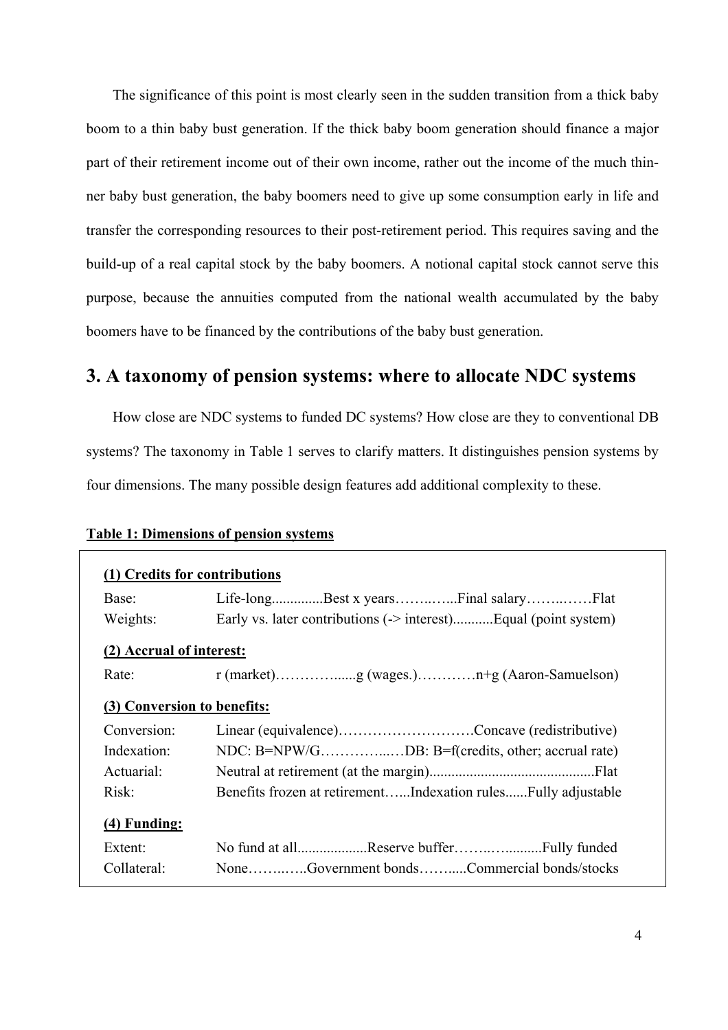The significance of this point is most clearly seen in the sudden transition from a thick baby boom to a thin baby bust generation. If the thick baby boom generation should finance a major part of their retirement income out of their own income, rather out the income of the much thinner baby bust generation, the baby boomers need to give up some consumption early in life and transfer the corresponding resources to their post-retirement period. This requires saving and the build-up of a real capital stock by the baby boomers. A notional capital stock cannot serve this purpose, because the annuities computed from the national wealth accumulated by the baby boomers have to be financed by the contributions of the baby bust generation.

## 3. A taxonomy of pension systems: where to allocate NDC systems

How close are NDC systems to funded DC systems? How close are they to conventional DB systems? The taxonomy in Table 1 serves to clarify matters. It distinguishes pension systems by four dimensions. The many possible design features add additional complexity to these.

**Table 1: Dimensions of pension systems**

| | |
|---|---|
| **(1) Credits for contributions** | |
| Base: | Life-long..............Best x years……..…...Final salary……..……Flat |
| Weights: | Early vs. later contributions (-> interest)...........Equal (point system) |
| **(2) Accrual of interest:** | |
| Rate: | r (market)…………......g (wages.)…………n+g (Aaron-Samuelson) |
| **(3) Conversion to benefits:** | |
| Conversion: | Linear (equivalence)……………………….Concave (redistributive) |
| Indexation: | NDC: B=NPW/G…………...…DB: B=f(credits, other; accrual rate) |
| Actuarial: | Neutral at retirement (at the margin)............................................Flat |
| Risk: | Benefits frozen at retirement…...Indexation rules......Fully adjustable |
| **(4) Funding:** | |
| Extent: | No fund at all...................Reserve buffer……..….........Fully funded |
| Collateral: | None……..…..Government bonds……......Commercial bonds/stocks |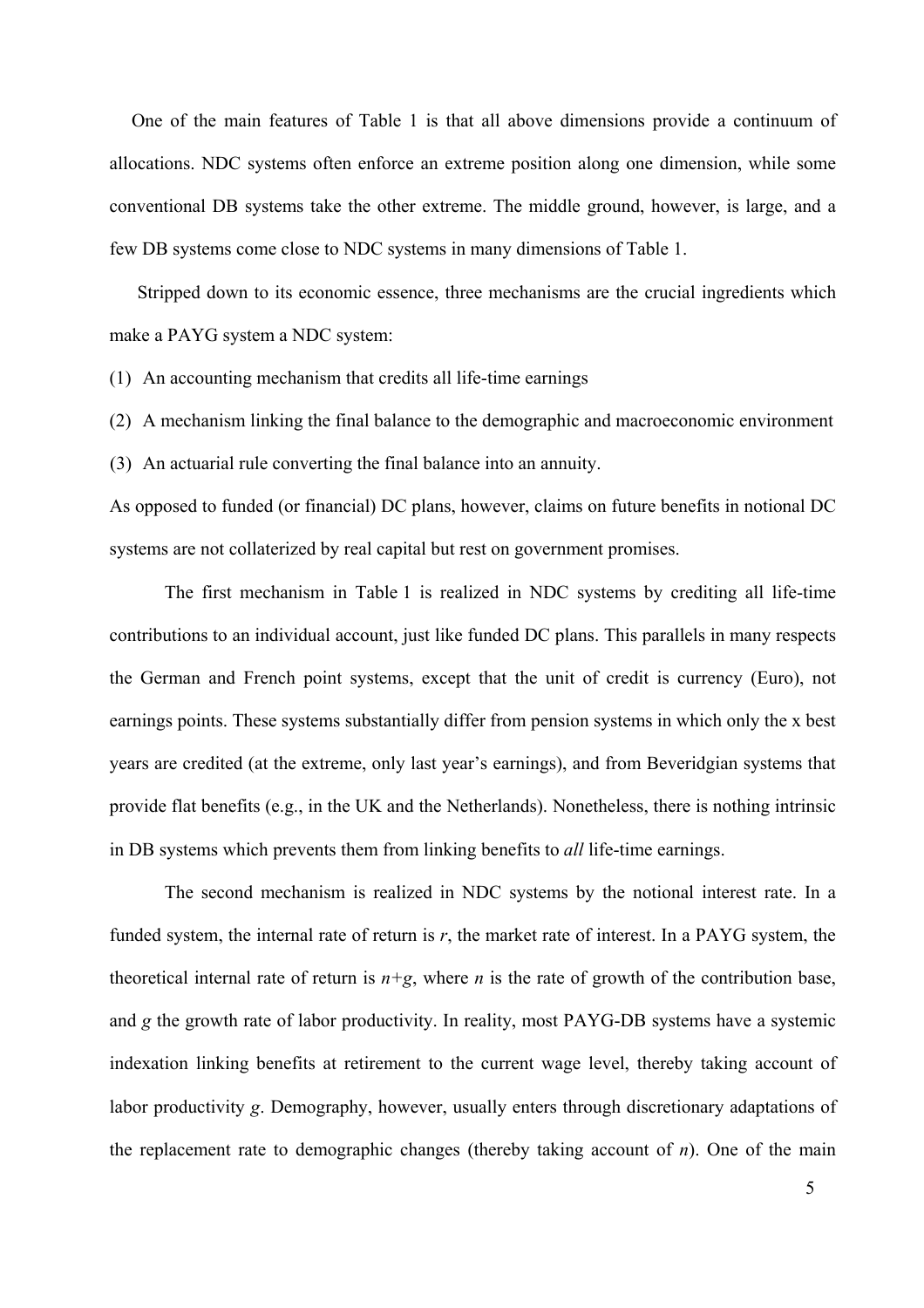One of the main features of Table 1 is that all above dimensions provide a continuum of allocations. NDC systems often enforce an extreme position along one dimension, while some conventional DB systems take the other extreme. The middle ground, however, is large, and a few DB systems come close to NDC systems in many dimensions of Table 1.

Stripped down to its economic essence, three mechanisms are the crucial ingredients which make a PAYG system a NDC system:

(1) An accounting mechanism that credits all life-time earnings

(2) A mechanism linking the final balance to the demographic and macroeconomic environment

(3) An actuarial rule converting the final balance into an annuity.

As opposed to funded (or financial) DC plans, however, claims on future benefits in notional DC systems are not collaterized by real capital but rest on government promises.

The first mechanism in Table 1 is realized in NDC systems by crediting all life-time contributions to an individual account, just like funded DC plans. This parallels in many respects the German and French point systems, except that the unit of credit is currency (Euro), not earnings points. These systems substantially differ from pension systems in which only the x best years are credited (at the extreme, only last year's earnings), and from Beveridgian systems that provide flat benefits (e.g., in the UK and the Netherlands). Nonetheless, there is nothing intrinsic in DB systems which prevents them from linking benefits to *all* life-time earnings.

The second mechanism is realized in NDC systems by the notional interest rate. In a funded system, the internal rate of return is $r$, the market rate of interest. In a PAYG system, the theoretical internal rate of return is $n+g$, where $n$ is the rate of growth of the contribution base, and $g$ the growth rate of labor productivity. In reality, most PAYG-DB systems have a systemic indexation linking benefits at retirement to the current wage level, thereby taking account of labor productivity $g$. Demography, however, usually enters through discretionary adaptations of the replacement rate to demographic changes (thereby taking account of $n$). One of the main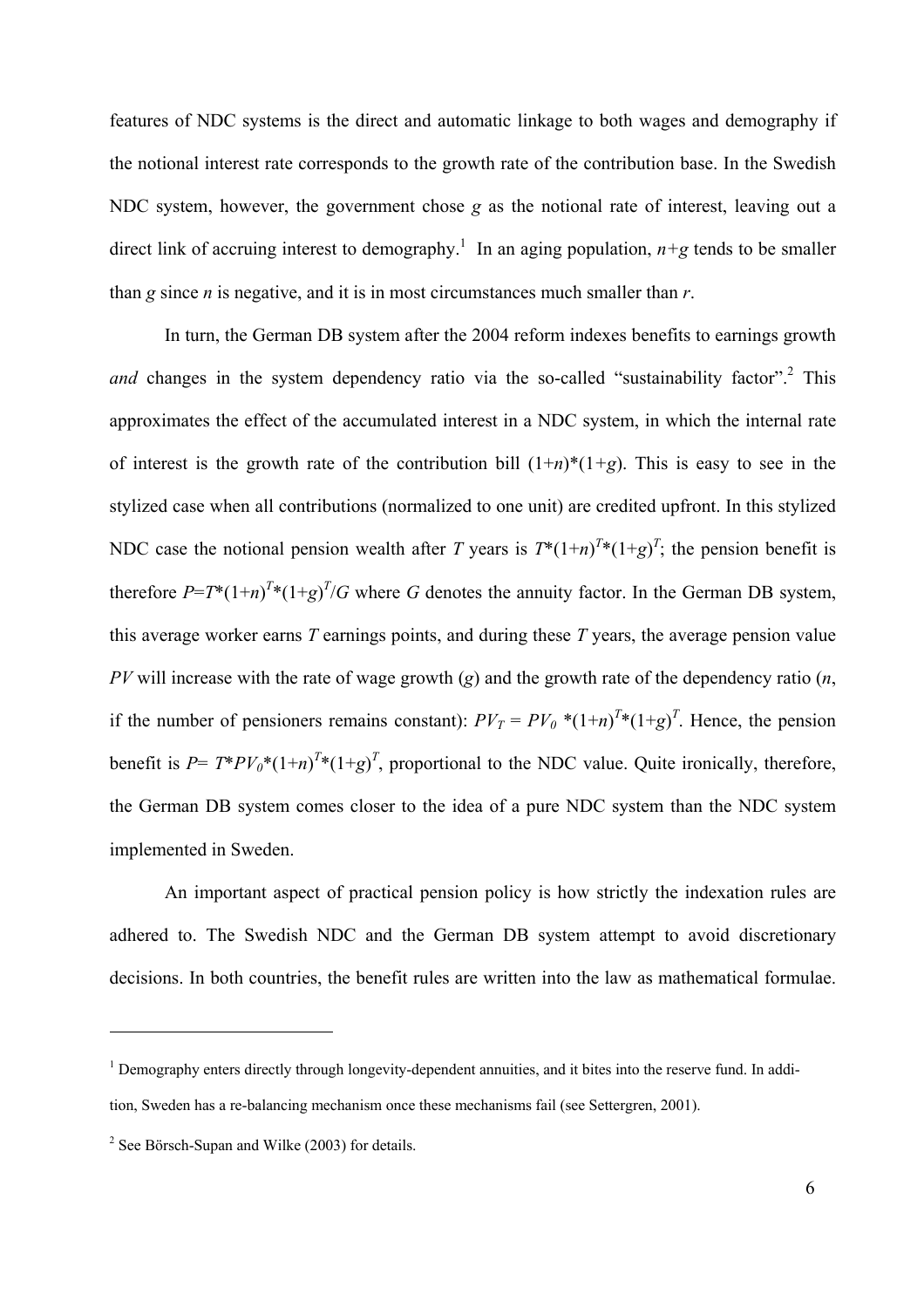features of NDC systems is the direct and automatic linkage to both wages and demography if the notional interest rate corresponds to the growth rate of the contribution base. In the Swedish NDC system, however, the government chose $g$ as the notional rate of interest, leaving out a direct link of accruing interest to demography.[1] In an aging population, $n+g$ tends to be smaller than $g$ since $n$ is negative, and it is in most circumstances much smaller than $r$.

In turn, the German DB system after the 2004 reform indexes benefits to earnings growth *and* changes in the system dependency ratio via the so-called "sustainability factor".[2] This approximates the effect of the accumulated interest in a NDC system, in which the internal rate of interest is the growth rate of the contribution bill $(1+n)*(1+g)$. This is easy to see in the stylized case when all contributions (normalized to one unit) are credited upfront. In this stylized NDC case the notional pension wealth after $T$ years is $T*(1+n)^T*(1+g)^T$; the pension benefit is therefore $P=T*(1+n)^T*(1+g)^T/G$ where $G$ denotes the annuity factor. In the German DB system, this average worker earns $T$ earnings points, and during these $T$ years, the average pension value $PV$ will increase with the rate of wage growth ($g$) and the growth rate of the dependency ratio ($n$, if the number of pensioners remains constant): $PV_T = PV_0 *(1+n)^T*(1+g)^T$. Hence, the pension benefit is $P= T*PV_0*(1+n)^T*(1+g)^T$, proportional to the NDC value. Quite ironically, therefore, the German DB system comes closer to the idea of a pure NDC system than the NDC system implemented in Sweden.

An important aspect of practical pension policy is how strictly the indexation rules are adhered to. The Swedish NDC and the German DB system attempt to avoid discretionary decisions. In both countries, the benefit rules are written into the law as mathematical formulae.

---

[1] Demography enters directly through longevity-dependent annuities, and it bites into the reserve fund. In addition, Sweden has a re-balancing mechanism once these mechanisms fail (see Settergren, 2001).

[2] See Börsch-Supan and Wilke (2003) for details.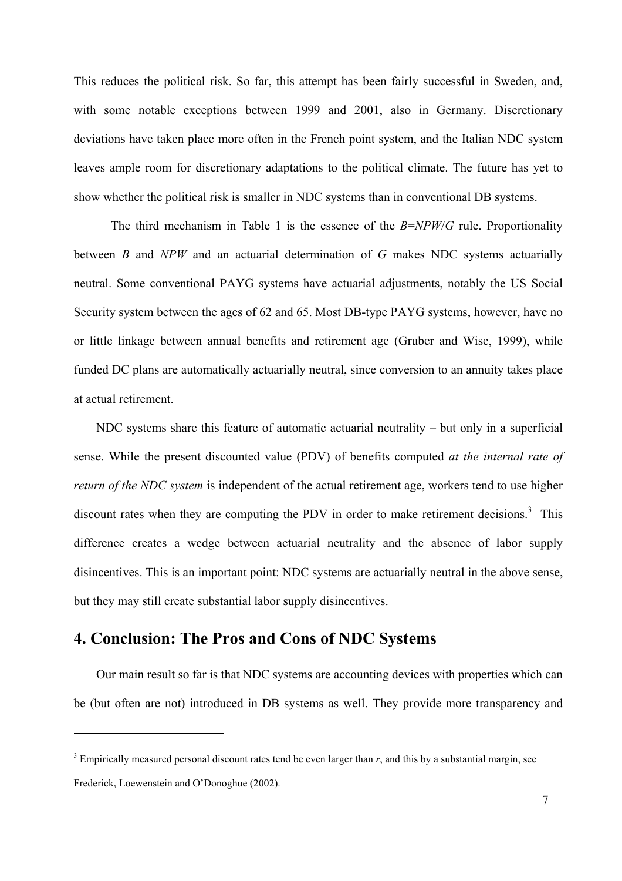This reduces the political risk. So far, this attempt has been fairly successful in Sweden, and, with some notable exceptions between 1999 and 2001, also in Germany. Discretionary deviations have taken place more often in the French point system, and the Italian NDC system leaves ample room for discretionary adaptations to the political climate. The future has yet to show whether the political risk is smaller in NDC systems than in conventional DB systems.

The third mechanism in Table 1 is the essence of the $B$=$NPW$/$G$ rule. Proportionality between $B$ and $NPW$ and an actuarial determination of $G$ makes NDC systems actuarially neutral. Some conventional PAYG systems have actuarial adjustments, notably the US Social Security system between the ages of 62 and 65. Most DB-type PAYG systems, however, have no or little linkage between annual benefits and retirement age (Gruber and Wise, 1999), while funded DC plans are automatically actuarially neutral, since conversion to an annuity takes place at actual retirement.

NDC systems share this feature of automatic actuarial neutrality – but only in a superficial sense. While the present discounted value (PDV) of benefits computed *at the internal rate of return of the NDC system* is independent of the actual retirement age, workers tend to use higher discount rates when they are computing the PDV in order to make retirement decisions.[3] This difference creates a wedge between actuarial neutrality and the absence of labor supply disincentives. This is an important point: NDC systems are actuarially neutral in the above sense, but they may still create substantial labor supply disincentives.

## 4. Conclusion: The Pros and Cons of NDC Systems

Our main result so far is that NDC systems are accounting devices with properties which can be (but often are not) introduced in DB systems as well. They provide more transparency and

[3] Empirically measured personal discount rates tend be even larger than $r$, and this by a substantial margin, see Frederick, Loewenstein and O'Donoghue (2002).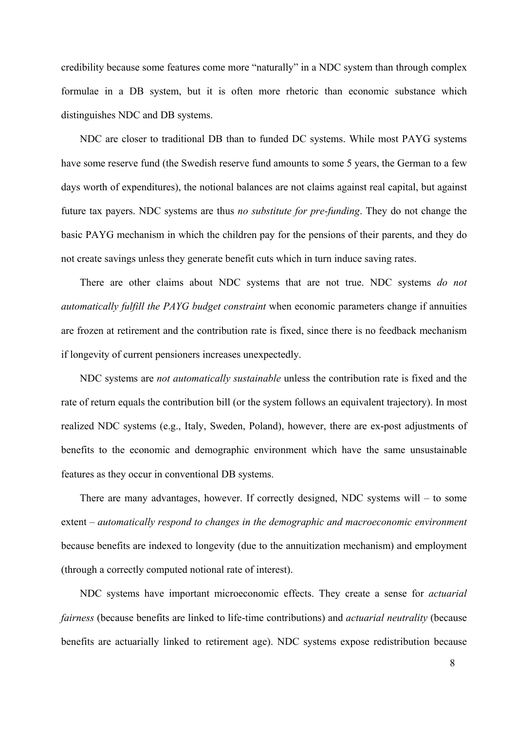credibility because some features come more "naturally" in a NDC system than through complex formulae in a DB system, but it is often more rhetoric than economic substance which distinguishes NDC and DB systems.

NDC are closer to traditional DB than to funded DC systems. While most PAYG systems have some reserve fund (the Swedish reserve fund amounts to some 5 years, the German to a few days worth of expenditures), the notional balances are not claims against real capital, but against future tax payers. NDC systems are thus *no substitute for pre-funding*. They do not change the basic PAYG mechanism in which the children pay for the pensions of their parents, and they do not create savings unless they generate benefit cuts which in turn induce saving rates.

There are other claims about NDC systems that are not true. NDC systems *do not automatically fulfill the PAYG budget constraint* when economic parameters change if annuities are frozen at retirement and the contribution rate is fixed, since there is no feedback mechanism if longevity of current pensioners increases unexpectedly.

NDC systems are *not automatically sustainable* unless the contribution rate is fixed and the rate of return equals the contribution bill (or the system follows an equivalent trajectory). In most realized NDC systems (e.g., Italy, Sweden, Poland), however, there are ex-post adjustments of benefits to the economic and demographic environment which have the same unsustainable features as they occur in conventional DB systems.

There are many advantages, however. If correctly designed, NDC systems will – to some extent – *automatically respond to changes in the demographic and macroeconomic environment* because benefits are indexed to longevity (due to the annuitization mechanism) and employment (through a correctly computed notional rate of interest).

NDC systems have important microeconomic effects. They create a sense for *actuarial fairness* (because benefits are linked to life-time contributions) and *actuarial neutrality* (because benefits are actuarially linked to retirement age). NDC systems expose redistribution because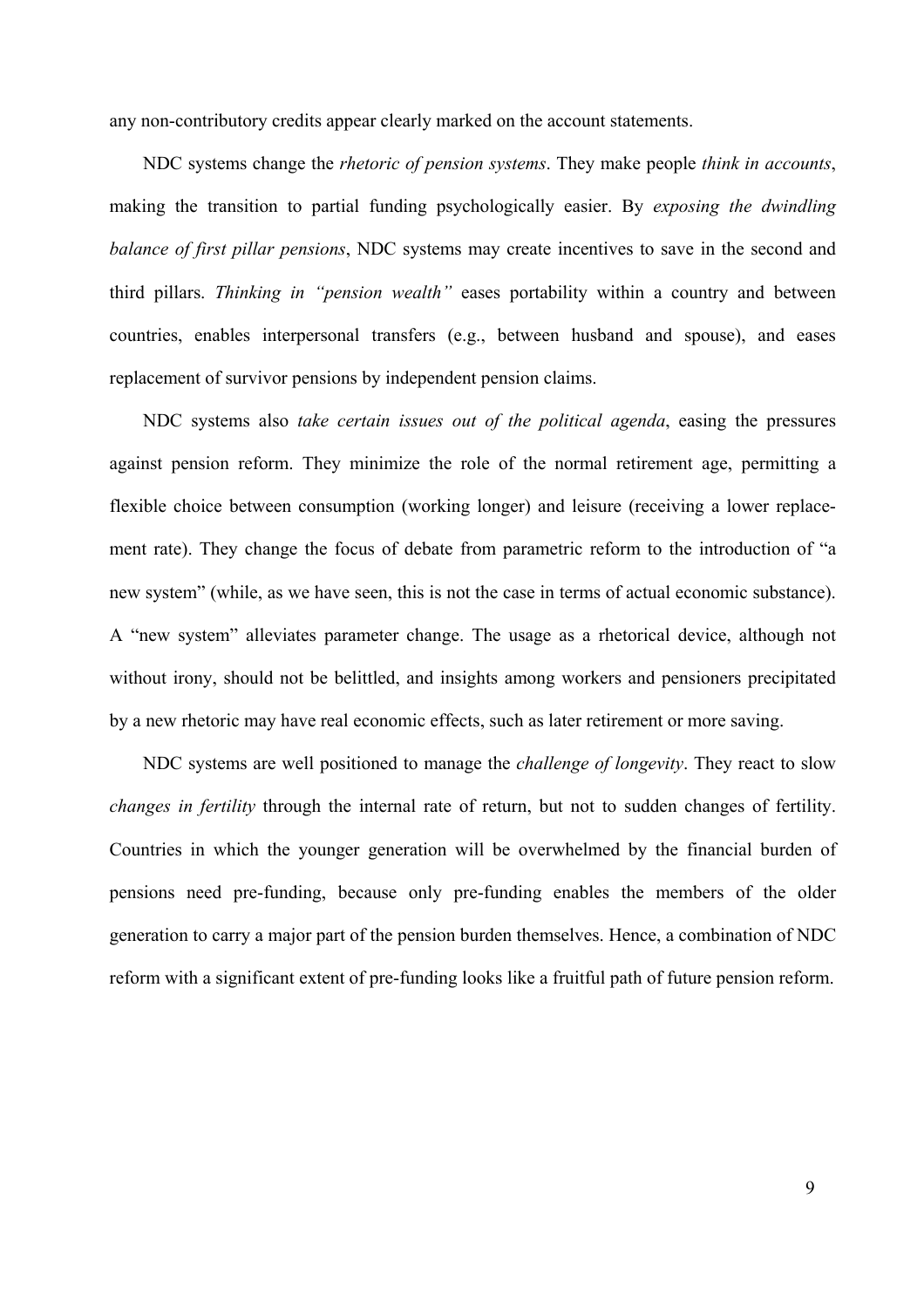any non-contributory credits appear clearly marked on the account statements.

NDC systems change the *rhetoric of pension systems*. They make people *think in accounts*, making the transition to partial funding psychologically easier. By *exposing the dwindling balance of first pillar pensions*, NDC systems may create incentives to save in the second and third pillars. *Thinking in "pension wealth"* eases portability within a country and between countries, enables interpersonal transfers (e.g., between husband and spouse), and eases replacement of survivor pensions by independent pension claims.

NDC systems also *take certain issues out of the political agenda*, easing the pressures against pension reform. They minimize the role of the normal retirement age, permitting a flexible choice between consumption (working longer) and leisure (receiving a lower replacement rate). They change the focus of debate from parametric reform to the introduction of "a new system" (while, as we have seen, this is not the case in terms of actual economic substance). A "new system" alleviates parameter change. The usage as a rhetorical device, although not without irony, should not be belittled, and insights among workers and pensioners precipitated by a new rhetoric may have real economic effects, such as later retirement or more saving.

NDC systems are well positioned to manage the *challenge of longevity*. They react to slow *changes in fertility* through the internal rate of return, but not to sudden changes of fertility. Countries in which the younger generation will be overwhelmed by the financial burden of pensions need pre-funding, because only pre-funding enables the members of the older generation to carry a major part of the pension burden themselves. Hence, a combination of NDC reform with a significant extent of pre-funding looks like a fruitful path of future pension reform.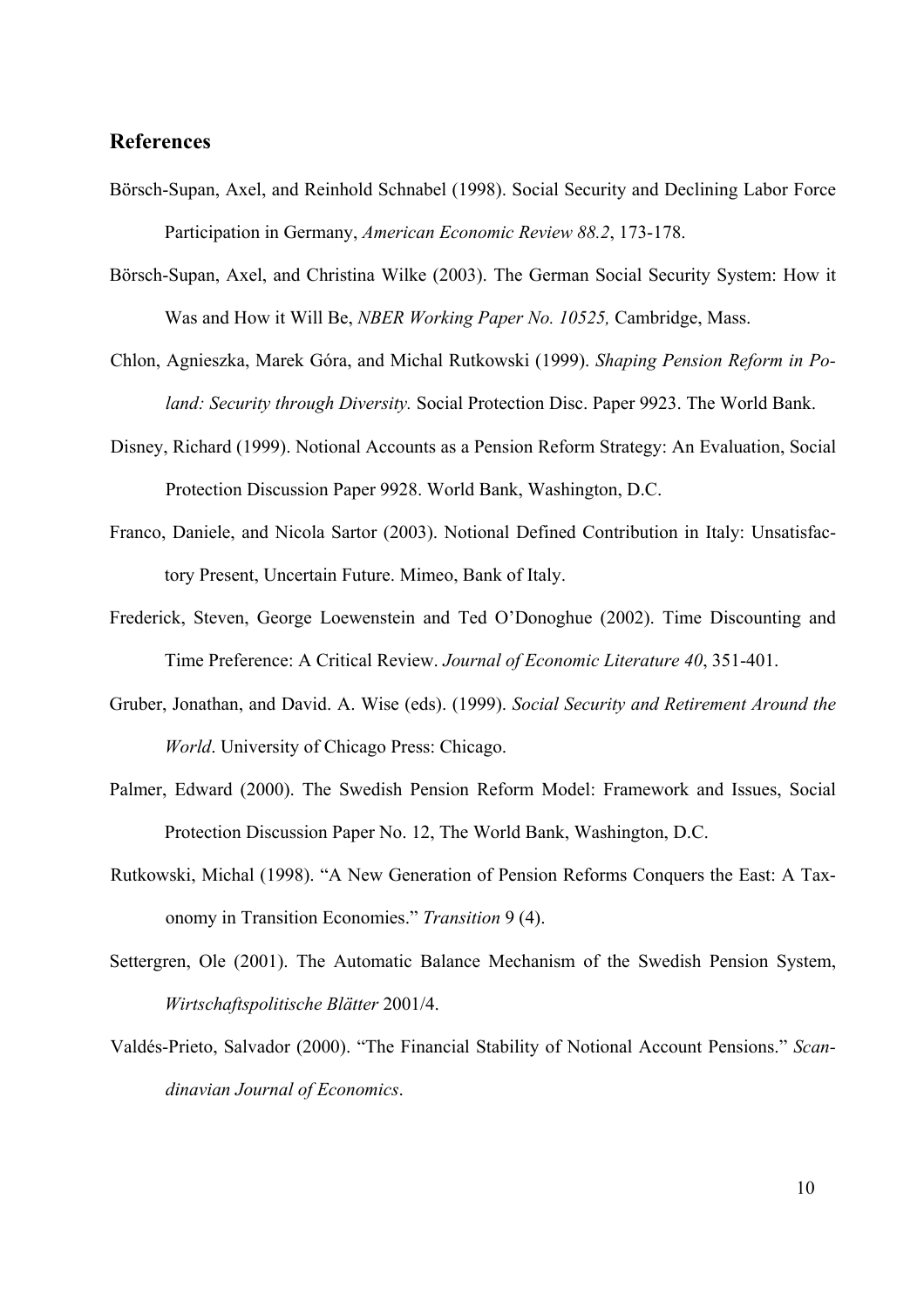## References

Börsch-Supan, Axel, and Reinhold Schnabel (1998). Social Security and Declining Labor Force Participation in Germany, *American Economic Review 88.2*, 173-178.

Börsch-Supan, Axel, and Christina Wilke (2003). The German Social Security System: How it Was and How it Will Be, *NBER Working Paper No. 10525,* Cambridge, Mass.

Chlon, Agnieszka, Marek Góra, and Michal Rutkowski (1999). *Shaping Pension Reform in Poland: Security through Diversity.* Social Protection Disc. Paper 9923. The World Bank.

Disney, Richard (1999). Notional Accounts as a Pension Reform Strategy: An Evaluation, Social Protection Discussion Paper 9928. World Bank, Washington, D.C.

Franco, Daniele, and Nicola Sartor (2003). Notional Defined Contribution in Italy: Unsatisfactory Present, Uncertain Future. Mimeo, Bank of Italy.

Frederick, Steven, George Loewenstein and Ted O'Donoghue (2002). Time Discounting and Time Preference: A Critical Review. *Journal of Economic Literature 40*, 351-401.

Gruber, Jonathan, and David. A. Wise (eds). (1999). *Social Security and Retirement Around the World*. University of Chicago Press: Chicago.

Palmer, Edward (2000). The Swedish Pension Reform Model: Framework and Issues, Social Protection Discussion Paper No. 12, The World Bank, Washington, D.C.

Rutkowski, Michal (1998). "A New Generation of Pension Reforms Conquers the East: A Taxonomy in Transition Economies." *Transition* 9 (4).

Settergren, Ole (2001). The Automatic Balance Mechanism of the Swedish Pension System, *Wirtschaftspolitische Blätter* 2001/4.

Valdés-Prieto, Salvador (2000). "The Financial Stability of Notional Account Pensions." *Scandinavian Journal of Economics*.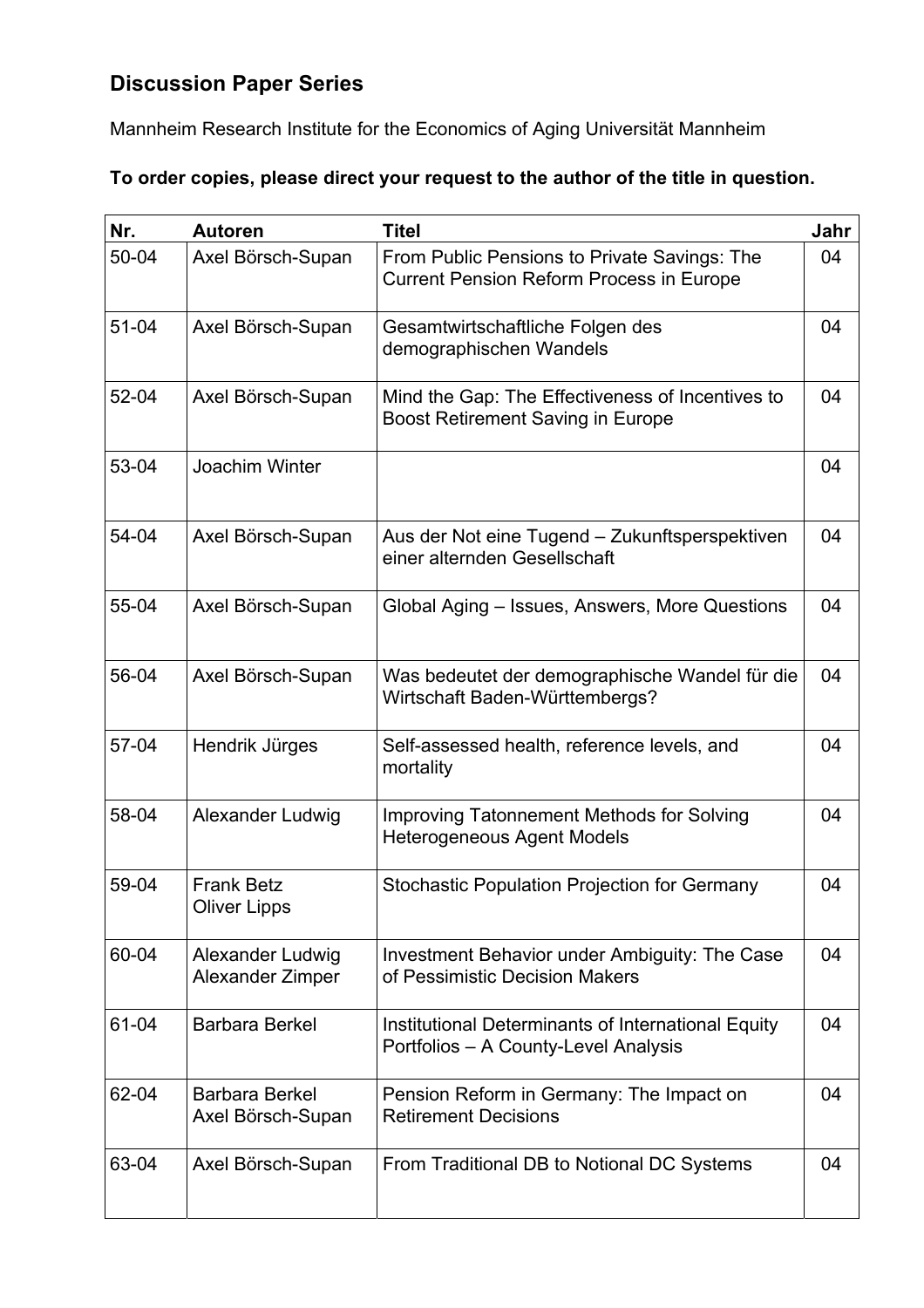## Discussion Paper Series

Mannheim Research Institute for the Economics of Aging Universität Mannheim

**To order copies, please direct your request to the author of the title in question.**

| Nr. | Autoren | Titel | Jahr |
|---|---|---|---|
| 50-04 | Axel Börsch-Supan | From Public Pensions to Private Savings: The Current Pension Reform Process in Europe | 04 |
| 51-04 | Axel Börsch-Supan | Gesamtwirtschaftliche Folgen des demographischen Wandels | 04 |
| 52-04 | Axel Börsch-Supan | Mind the Gap: The Effectiveness of Incentives to Boost Retirement Saving in Europe | 04 |
| 53-04 | Joachim Winter | | 04 |
| 54-04 | Axel Börsch-Supan | Aus der Not eine Tugend – Zukunftsperspektiven einer alternden Gesellschaft | 04 |
| 55-04 | Axel Börsch-Supan | Global Aging – Issues, Answers, More Questions | 04 |
| 56-04 | Axel Börsch-Supan | Was bedeutet der demographische Wandel für die Wirtschaft Baden-Württembergs? | 04 |
| 57-04 | Hendrik Jürges | Self-assessed health, reference levels, and mortality | 04 |
| 58-04 | Alexander Ludwig | Improving Tatonnement Methods for Solving Heterogeneous Agent Models | 04 |
| 59-04 | Frank Betz<br>Oliver Lipps | Stochastic Population Projection for Germany | 04 |
| 60-04 | Alexander Ludwig<br>Alexander Zimper | Investment Behavior under Ambiguity: The Case of Pessimistic Decision Makers | 04 |
| 61-04 | Barbara Berkel | Institutional Determinants of International Equity Portfolios – A County-Level Analysis | 04 |
| 62-04 | Barbara Berkel<br>Axel Börsch-Supan | Pension Reform in Germany: The Impact on Retirement Decisions | 04 |
| 63-04 | Axel Börsch-Supan | From Traditional DB to Notional DC Systems | 04 |